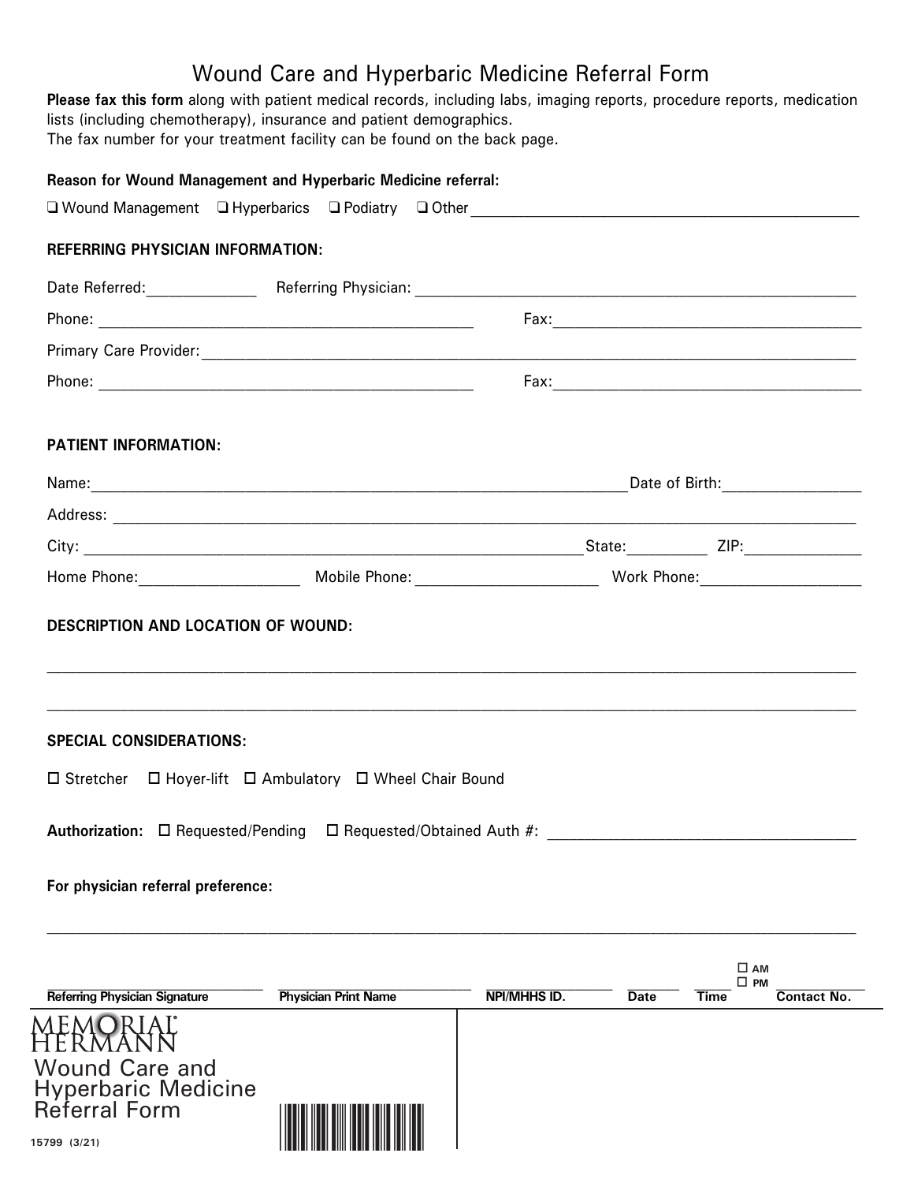# Wound Care and Hyperbaric Medicine Referral Form

**Please fax this form** along with patient medical records, including labs, imaging reports, procedure reports, medication lists (including chemotherapy), insurance and patient demographics.
The fax number for your treatment facility can be found on the back page.

**Reason for Wound Management and Hyperbaric Medicine referral:**

❑ Wound Management ❑ Hyperbarics ❑ Podiatry ❑ Other ______________________________

**REFERRING PHYSICIAN INFORMATION:**

Date Referred:____________ Referring Physician: ______________________________

Phone: ______________________________ Fax: ______________________________

Primary Care Provider: ______________________________

Phone: ______________________________ Fax: ______________________________

**PATIENT INFORMATION:**

Name: ______________________________ Date of Birth: ______________

Address: ______________________________

City: ______________________________ State: ________ ZIP: ____________

Home Phone: ______________ Mobile Phone: ______________ Work Phone: ______________

**DESCRIPTION AND LOCATION OF WOUND:**

______________________________________________________________________

______________________________________________________________________

**SPECIAL CONSIDERATIONS:**

☐ Stretcher ☐ Hoyer-lift ☐ Ambulatory ☐ Wheel Chair Bound

**Authorization:** ☐ Requested/Pending ☐ Requested/Obtained Auth #: ______________________________

**For physician referral preference:**

______________________________________________________________________

| Referring Physician Signature | Physician Print Name | NPI/MHHS ID. | Date | Time ☐ AM ☐ PM | Contact No. |
|---|---|---|---|---|---|
| | | | | | |

MEMORIAL HERMANN

Wound Care and Hyperbaric Medicine Referral Form

15799 (3/21)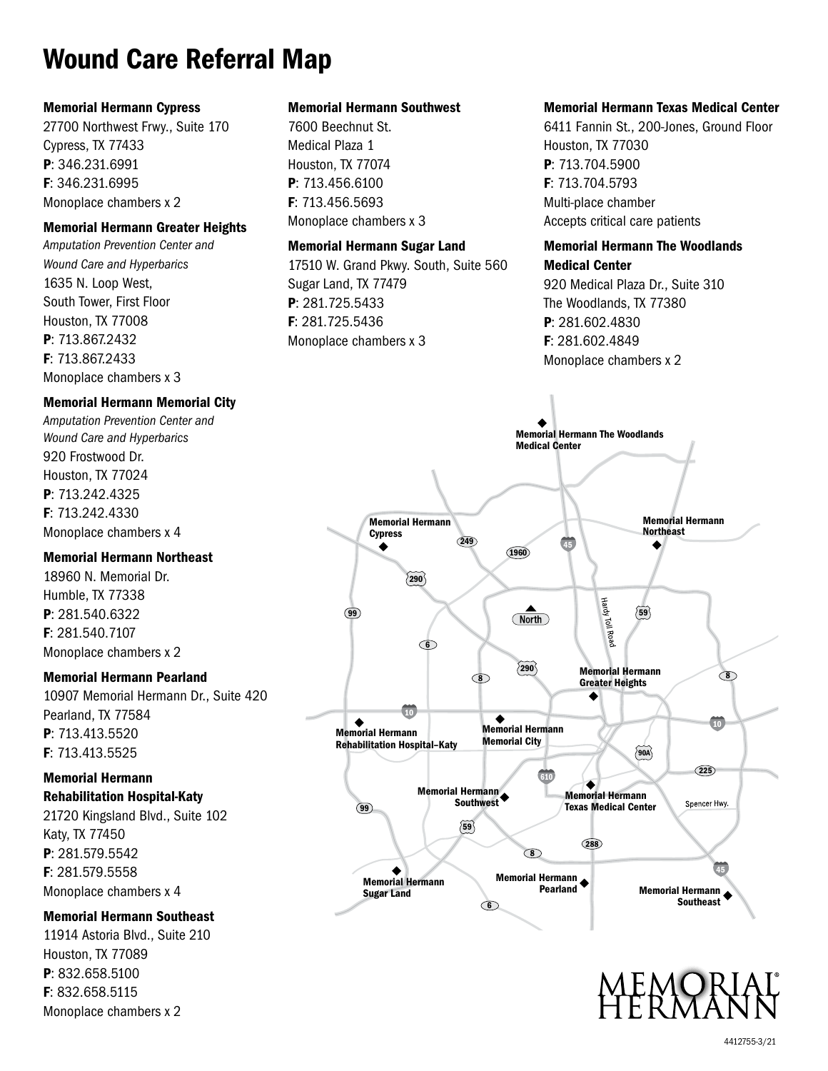# Wound Care Referral Map

**Memorial Hermann Cypress**
27700 Northwest Frwy., Suite 170
Cypress, TX 77433
**P**: 346.231.6991
**F**: 346.231.6995
Monoplace chambers x 2

**Memorial Hermann Greater Heights**
*Amputation Prevention Center and Wound Care and Hyperbarics*
1635 N. Loop West,
South Tower, First Floor
Houston, TX 77008
**P**: 713.867.2432
**F**: 713.867.2433
Monoplace chambers x 3

**Memorial Hermann Memorial City**
*Amputation Prevention Center and Wound Care and Hyperbarics*
920 Frostwood Dr.
Houston, TX 77024
**P**: 713.242.4325
**F**: 713.242.4330
Monoplace chambers x 4

**Memorial Hermann Northeast**
18960 N. Memorial Dr.
Humble, TX 77338
**P**: 281.540.6322
**F**: 281.540.7107
Monoplace chambers x 2

**Memorial Hermann Pearland**
10907 Memorial Hermann Dr., Suite 420
Pearland, TX 77584
**P**: 713.413.5520
**F**: 713.413.5525

**Memorial Hermann Rehabilitation Hospital-Katy**
21720 Kingsland Blvd., Suite 102
Katy, TX 77450
**P**: 281.579.5542
**F**: 281.579.5558
Monoplace chambers x 4

**Memorial Hermann Southeast**
11914 Astoria Blvd., Suite 210
Houston, TX 77089
**P**: 832.658.5100
**F**: 832.658.5115
Monoplace chambers x 2

**Memorial Hermann Southwest**
7600 Beechnut St.
Medical Plaza 1
Houston, TX 77074
**P**: 713.456.6100
**F**: 713.456.5693
Monoplace chambers x 3

**Memorial Hermann Sugar Land**
17510 W. Grand Pkwy. South, Suite 560
Sugar Land, TX 77479
**P**: 281.725.5433
**F**: 281.725.5436
Monoplace chambers x 3

**Memorial Hermann Texas Medical Center**
6411 Fannin St., 200-Jones, Ground Floor
Houston, TX 77030
**P**: 713.704.5900
**F**: 713.704.5793
Multi-place chamber
Accepts critical care patients

**Memorial Hermann The Woodlands Medical Center**
920 Medical Plaza Dr., Suite 310
The Woodlands, TX 77380
**P**: 281.602.4830
**F**: 281.602.4849
Monoplace chambers x 2

Memorial Hermann The Woodlands Medical Center
Memorial Hermann Cypress
Memorial Hermann Northeast
249
1960
45
290
99
North
Hardy Toll Road
59
6
290
8
Memorial Hermann Greater Heights
8
10
10
Memorial Hermann Rehabilitation Hospital–Katy
Memorial Hermann Memorial City
90A
225
610
Memorial Hermann Southwest
Memorial Hermann Texas Medical Center
Spencer Hwy.
99
59
288
8
45
Memorial Hermann Sugar Land
Memorial Hermann Pearland
Memorial Hermann Southeast
6

MEMORIAL HERMANN

4412755-3/21